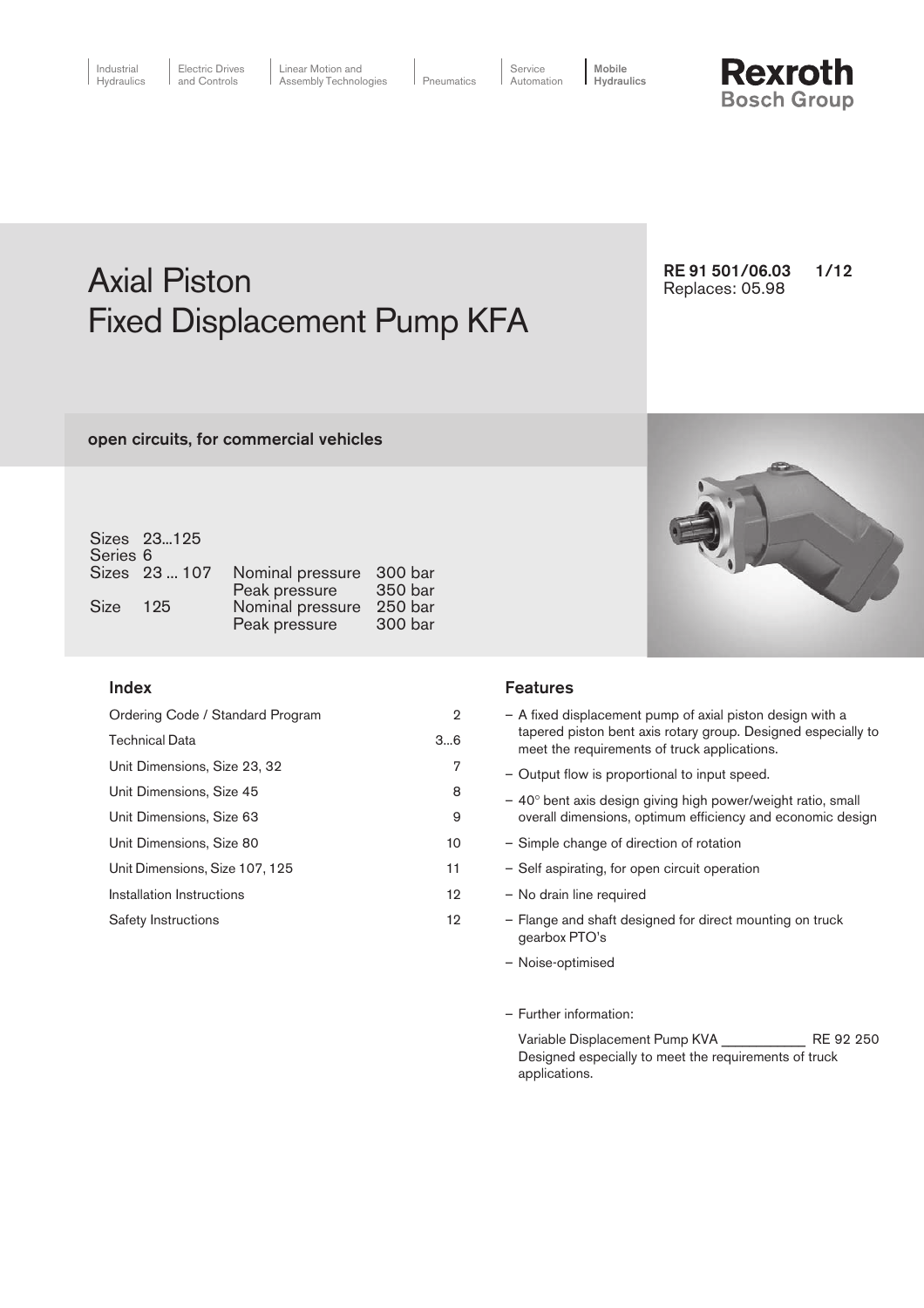Industrial Hydraulics | Electric Drives and Controls | Linear Motion and Assembly Technologies | Pneumatics | Service Automation | **Mobile Hydraulics**

**Rexroth**
**Bosch Group**

# Axial Piston Fixed Displacement Pump KFA

**RE 91 501/06.03**
Replaces: 05.98

**open circuits, for commercial vehicles**

Sizes 23...125
Series 6

| | | | |
|---|---|---|---|
| Sizes | 23 ... 107 | Nominal pressure | 300 bar |
| | | Peak pressure | 350 bar |
| Size | 125 | Nominal pressure | 250 bar |
| | | Peak pressure | 300 bar |

## Index

| | |
|---|---|
| Ordering Code / Standard Program | 2 |
| Technical Data | 3...6 |
| Unit Dimensions, Size 23, 32 | 7 |
| Unit Dimensions, Size 45 | 8 |
| Unit Dimensions, Size 63 | 9 |
| Unit Dimensions, Size 80 | 10 |
| Unit Dimensions, Size 107, 125 | 11 |
| Installation Instructions | 12 |
| Safety Instructions | 12 |

## Features

- A fixed displacement pump of axial piston design with a tapered piston bent axis rotary group. Designed especially to meet the requirements of truck applications.
- Output flow is proportional to input speed.
- 40° bent axis design giving high power/weight ratio, small overall dimensions, optimum efficiency and economic design
- Simple change of direction of rotation
- Self aspirating, for open circuit operation
- No drain line required
- Flange and shaft designed for direct mounting on truck gearbox PTO's
- Noise-optimised
- Further information:

  Variable Displacement Pump KVA ___________ RE 92 250
  Designed especially to meet the requirements of truck applications.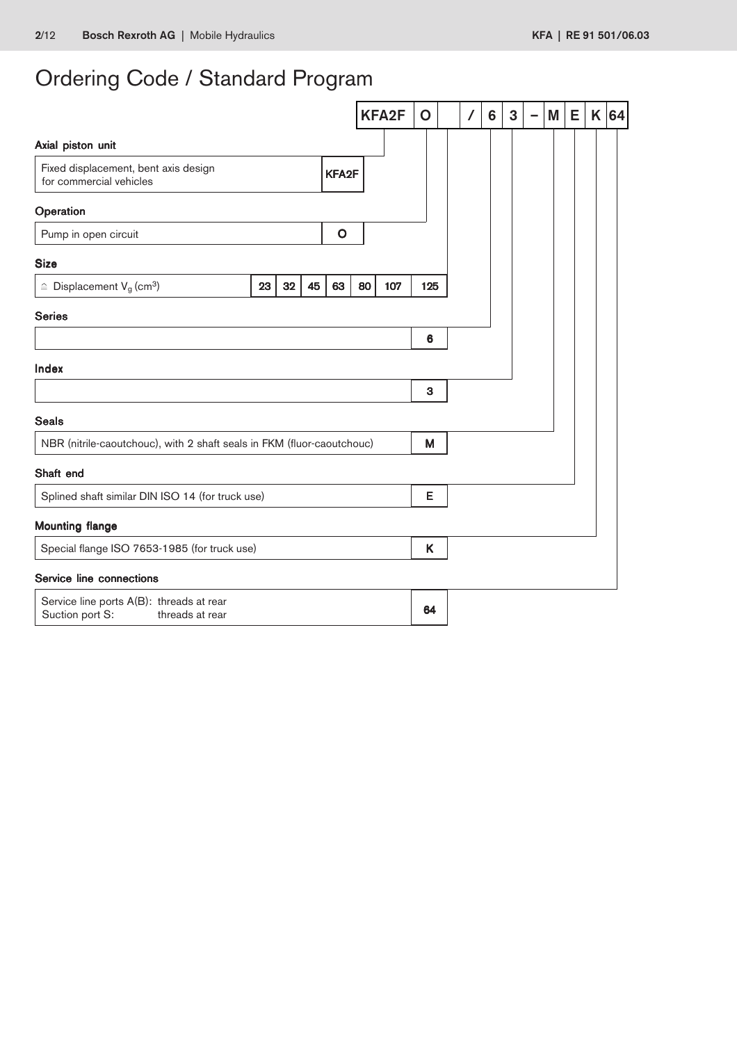# Ordering Code / Standard Program

| KFA2F | O | | / | 6 | 3 | – | M | E | K | 64 |
|---|---|---|---|---|---|---|---|---|---|---|

**Axial piston unit**

| | |
|---|---|
| Fixed displacement, bent axis design for commercial vehicles | KFA2F |

**Operation**

| | |
|---|---|
| Pump in open circuit | O |

**Size**

| | | | | | | | |
|---|---|---|---|---|---|---|---|
| ≙ Displacement $V_g$ ($cm^3$) | 23 | 32 | 45 | 63 | 80 | 107 | 125 |

**Series**

| | |
|---|---|
| | 6 |

**Index**

| | |
|---|---|
| | 3 |

**Seals**

| | |
|---|---|
| NBR (nitrile-caoutchouc), with 2 shaft seals in FKM (fluor-caoutchouc) | M |

**Shaft end**

| | |
|---|---|
| Splined shaft similar DIN ISO 14 (for truck use) | E |

**Mounting flange**

| | |
|---|---|
| Special flange ISO 7653-1985 (for truck use) | K |

**Service line connections**

| | |
|---|---|
| Service line ports A(B): threads at rear<br>Suction port S: threads at rear | 64 |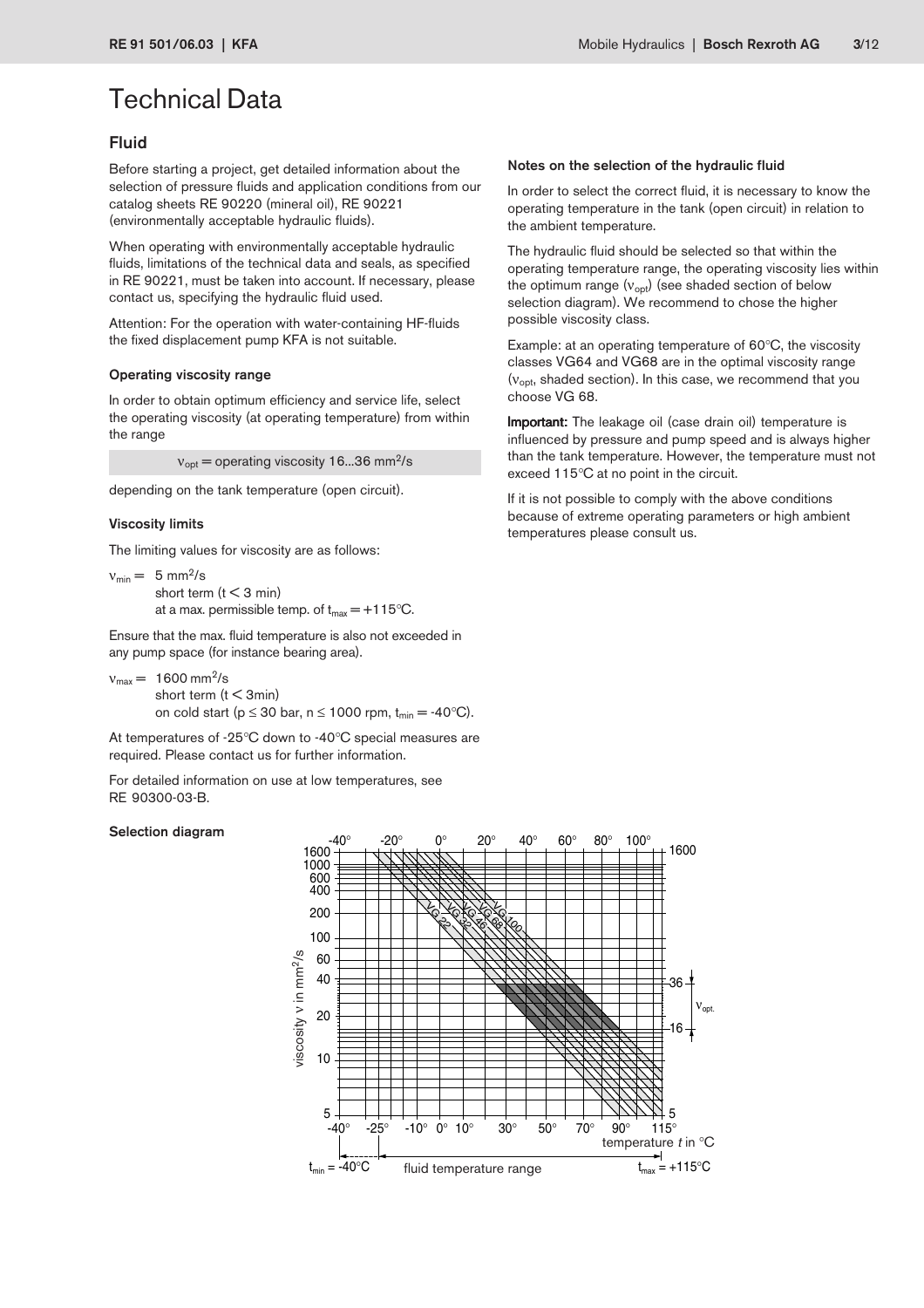# Technical Data

## Fluid

Before starting a project, get detailed information about the selection of pressure fluids and application conditions from our catalog sheets RE 90220 (mineral oil), RE 90221 (environmentally acceptable hydraulic fluids).

When operating with environmentally acceptable hydraulic fluids, limitations of the technical data and seals, as specified in RE 90221, must be taken into account. If necessary, please contact us, specifying the hydraulic fluid used.

Attention: For the operation with water-containing HF-fluids the fixed displacement pump KFA is not suitable.

### Operating viscosity range

In order to obtain optimum efficiency and service life, select the operating viscosity (at operating temperature) from within the range

$\nu_{opt}$ = operating viscosity 16...36 mm²/s

depending on the tank temperature (open circuit).

### Viscosity limits

The limiting values for viscosity are as follows:

$\nu_{min}$ = 5 mm²/s
short term (t < 3 min)
at a max. permissible temp. of $t_{max}$ = +115°C.

Ensure that the max. fluid temperature is also not exceeded in any pump space (for instance bearing area).

$\nu_{max}$ = 1600 mm²/s
short term (t < 3min)
on cold start (p ≤ 30 bar, n ≤ 1000 rpm, $t_{min}$ = -40°C).

At temperatures of -25°C down to -40°C special measures are required. Please contact us for further information.

For detailed information on use at low temperatures, see RE 90300-03-B.

### Selection diagram

### Notes on the selection of the hydraulic fluid

In order to select the correct fluid, it is necessary to know the operating temperature in the tank (open circuit) in relation to the ambient temperature.

The hydraulic fluid should be selected so that within the operating temperature range, the operating viscosity lies within the optimum range ($\nu_{opt}$) (see shaded section of below selection diagram). We recommend to chose the higher possible viscosity class.

Example: at an operating temperature of 60°C, the viscosity classes VG64 and VG68 are in the optimal viscosity range ($\nu_{opt}$, shaded section). In this case, we recommend that you choose VG 68.

**Important:** The leakage oil (case drain oil) temperature is influenced by pressure and pump speed and is always higher than the tank temperature. However, the temperature must not exceed 115°C at no point in the circuit.

If it is not possible to comply with the above conditions because of extreme operating parameters or high ambient temperatures please consult us.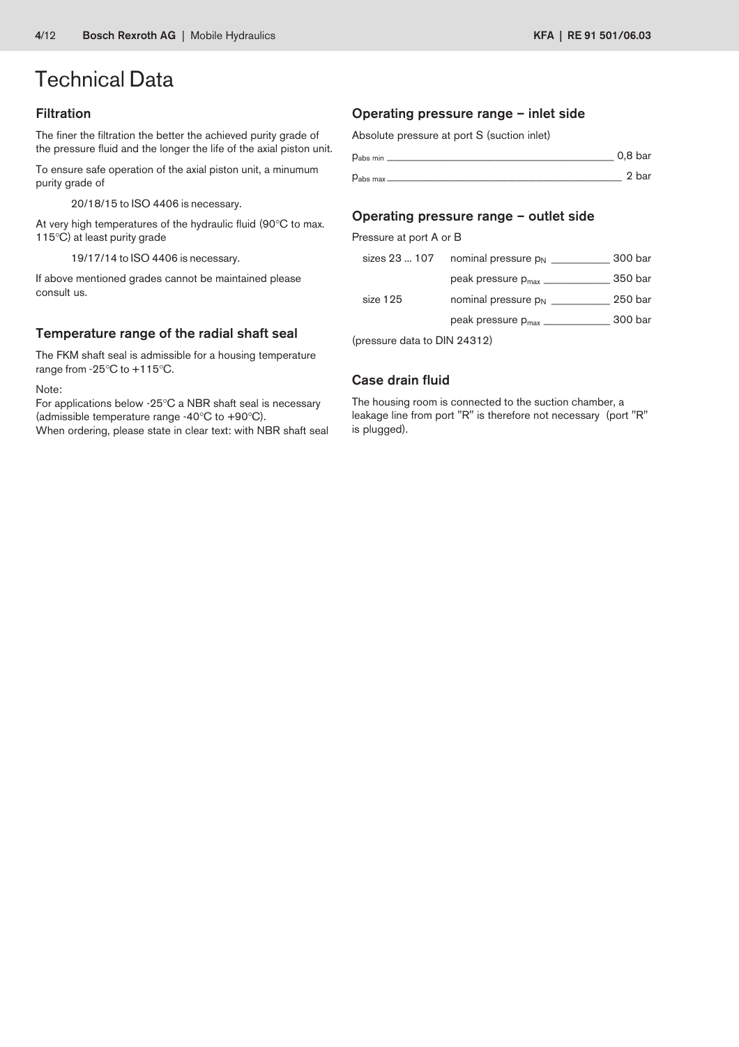# Technical Data

## Filtration

The finer the filtration the better the achieved purity grade of the pressure fluid and the longer the life of the axial piston unit.

To ensure safe operation of the axial piston unit, a minumum purity grade of

20/18/15 to ISO 4406 is necessary.

At very high temperatures of the hydraulic fluid (90°C to max. 115°C) at least purity grade

19/17/14 to ISO 4406 is necessary.

If above mentioned grades cannot be maintained please consult us.

## Temperature range of the radial shaft seal

The FKM shaft seal is admissible for a housing temperature range from -25°C to +115°C.

Note:
For applications below -25°C a NBR shaft seal is necessary (admissible temperature range -40°C to +90°C).
When ordering, please state in clear text: with NBR shaft seal

## Operating pressure range – inlet side

Absolute pressure at port S (suction inlet)

$p_{abs\ min}$ ____________ 0,8 bar

$p_{abs\ max}$ ____________ 2 bar

## Operating pressure range – outlet side

Pressure at port A or B

| | | |
|---|---|---|
| sizes 23 ... 107 | nominal pressure $p_N$ | 300 bar |
| | peak pressure $p_{max}$ | 350 bar |
| size 125 | nominal pressure $p_N$ | 250 bar |
| | peak pressure $p_{max}$ | 300 bar |

(pressure data to DIN 24312)

## Case drain fluid

The housing room is connected to the suction chamber, a leakage line from port "R" is therefore not necessary (port "R" is plugged).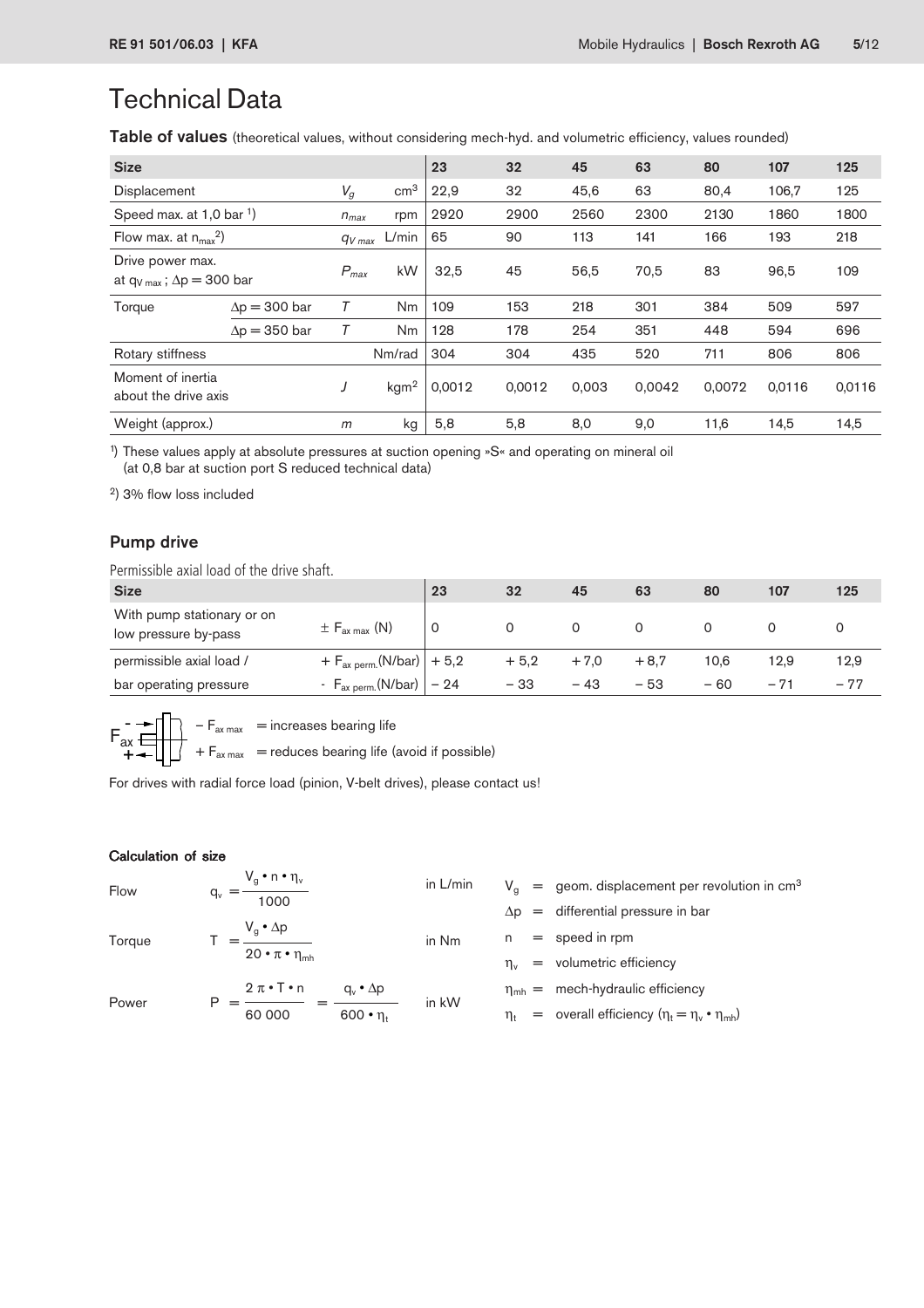# Technical Data

**Table of values** (theoretical values, without considering mech-hyd. and volumetric efficiency, values rounded)

| Size | | | | 23 | 32 | 45 | 63 | 80 | 107 | 125 |
|---|---|---|---|---|---|---|---|---|---|---|
| Displacement | | $V_g$ | $cm^3$ | 22,9 | 32 | 45,6 | 63 | 80,4 | 106,7 | 125 |
| Speed max. at 1,0 bar [1] | | $n_{max}$ | rpm | 2920 | 2900 | 2560 | 2300 | 2130 | 1860 | 1800 |
| Flow max. at $n_{max}$ [2] | | $q_{V\,max}$ | L/min | 65 | 90 | 113 | 141 | 166 | 193 | 218 |
| Drive power max. at $q_{V\,max}$; $\Delta p = 300$ bar | | $P_{max}$ | kW | 32,5 | 45 | 56,5 | 70,5 | 83 | 96,5 | 109 |
| Torque | $\Delta p = 300$ bar | $T$ | Nm | 109 | 153 | 218 | 301 | 384 | 509 | 597 |
| | $\Delta p = 350$ bar | $T$ | Nm | 128 | 178 | 254 | 351 | 448 | 594 | 696 |
| Rotary stiffness | | | Nm/rad | 304 | 304 | 435 | 520 | 711 | 806 | 806 |
| Moment of inertia about the drive axis | | $J$ | $kgm^2$ | 0,0012 | 0,0012 | 0,003 | 0,0042 | 0,0072 | 0,0116 | 0,0116 |
| Weight (approx.) | | $m$ | kg | 5,8 | 5,8 | 8,0 | 9,0 | 11,6 | 14,5 | 14,5 |

[1]) These values apply at absolute pressures at suction opening »S« and operating on mineral oil (at 0,8 bar at suction port S reduced technical data)

[2]) 3% flow loss included

## Pump drive

Permissible axial load of the drive shaft.

| Size | | 23 | 32 | 45 | 63 | 80 | 107 | 125 |
|---|---|---|---|---|---|---|---|---|
| With pump stationary or on low pressure by-pass | $\pm F_{ax\,max}$ (N) | 0 | 0 | 0 | 0 | 0 | 0 | 0 |
| permissible axial load / | $+ F_{ax\,perm.}$(N/bar) | + 5,2 | + 5,2 | + 7,0 | + 8,7 | 10,6 | 12,9 | 12,9 |
| bar operating pressure | $- F_{ax\,perm.}$(N/bar) | – 24 | – 33 | – 43 | – 53 | – 60 | – 71 | – 77 |

$F_{ax}$

$- F_{ax\,max}$ = increases bearing life

$+ F_{ax\,max}$ = reduces bearing life (avoid if possible)

For drives with radial force load (pinion, V-belt drives), please contact us!

#### Calculation of size

Flow $\quad q_v = \dfrac{V_g \cdot n \cdot \eta_v}{1000}$ in L/min

Torque $\quad T = \dfrac{V_g \cdot \Delta p}{20 \cdot \pi \cdot \eta_{mh}}$ in Nm

Power $\quad P = \dfrac{2\,\pi \cdot T \cdot n}{60\,000} = \dfrac{q_v \cdot \Delta p}{600 \cdot \eta_t}$ in kW

$V_g$ = geom. displacement per revolution in $cm^3$

$\Delta p$ = differential pressure in bar

$n$ = speed in rpm

$\eta_v$ = volumetric efficiency

$\eta_{mh}$ = mech-hydraulic efficiency

$\eta_t$ = overall efficiency ($\eta_t = \eta_v \cdot \eta_{mh}$)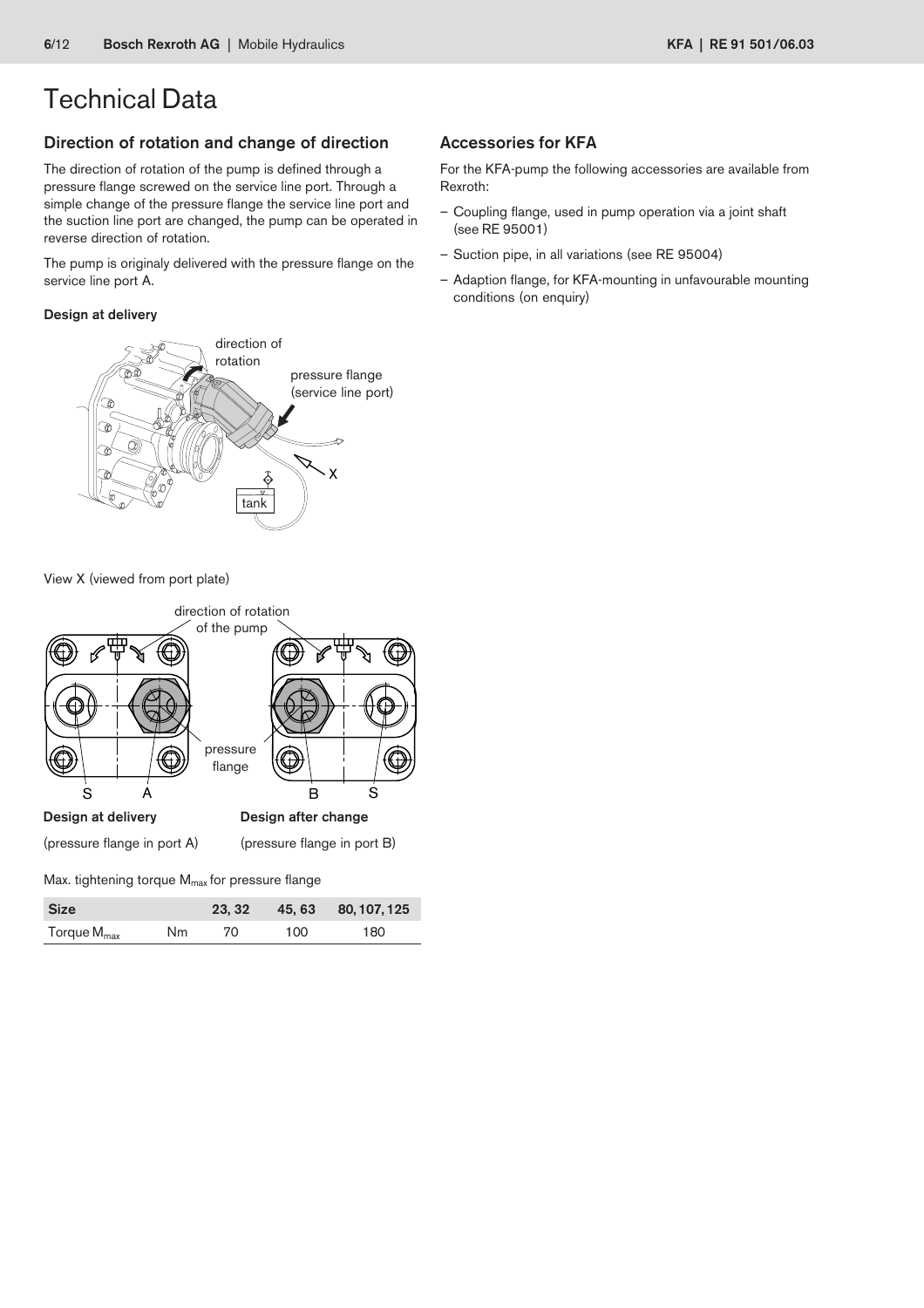# Technical Data

## Direction of rotation and change of direction

The direction of rotation of the pump is defined through a pressure flange screwed on the service line port. Through a simple change of the pressure flange the service line port and the suction line port are changed, the pump can be operated in reverse direction of rotation.

The pump is originaly delivered with the pressure flange on the service line port A.

**Design at delivery**

View X (viewed from port plate)

**Design at delivery**

(pressure flange in port A)

**Design after change**

(pressure flange in port B)

Max. tightening torque $M_{max}$ for pressure flange

| Size | | 23, 32 | 45, 63 | 80, 107, 125 |
|---|---|---|---|---|
| Torque $M_{max}$ | Nm | 70 | 100 | 180 |

## Accessories for KFA

For the KFA-pump the following accessories are available from Rexroth:

- Coupling flange, used in pump operation via a joint shaft (see RE 95001)
- Suction pipe, in all variations (see RE 95004)
- Adaption flange, for KFA-mounting in unfavourable mounting conditions (on enquiry)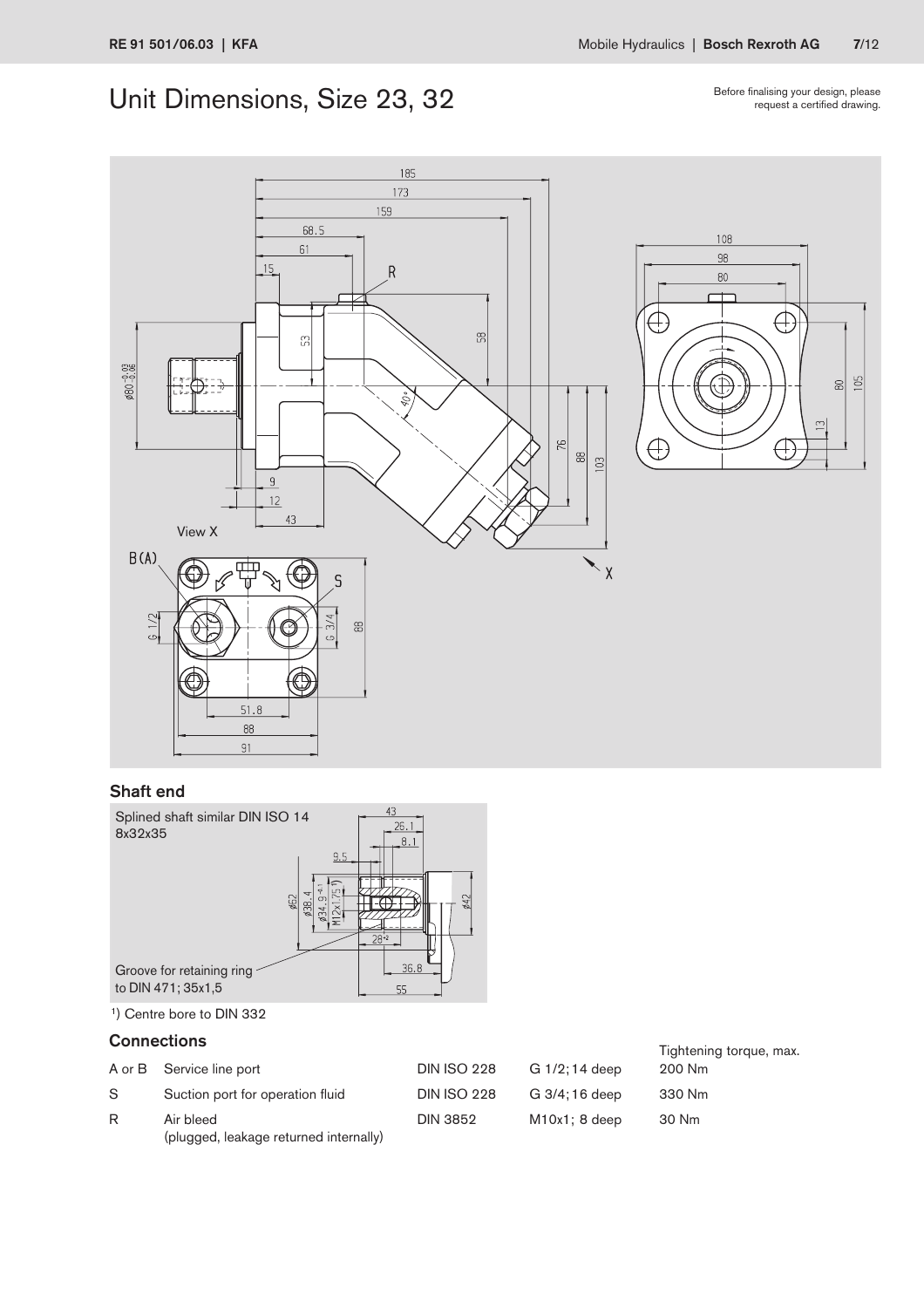# Unit Dimensions, Size 23, 32

Before finalising your design, please request a certified drawing.

## Shaft end

Splined shaft similar DIN ISO 14
8x32x35

Groove for retaining ring to DIN 471; 35x1,5

[1]) Centre bore to DIN 332

## Connections

| | | | | Tightening torque, max. |
|---|---|---|---|---|
| A or B | Service line port | DIN ISO 228 | G 1/2; 14 deep | 200 Nm |
| S | Suction port for operation fluid | DIN ISO 228 | G 3/4; 16 deep | 330 Nm |
| R | Air bleed (plugged, leakage returned internally) | DIN 3852 | M10x1; 8 deep | 30 Nm |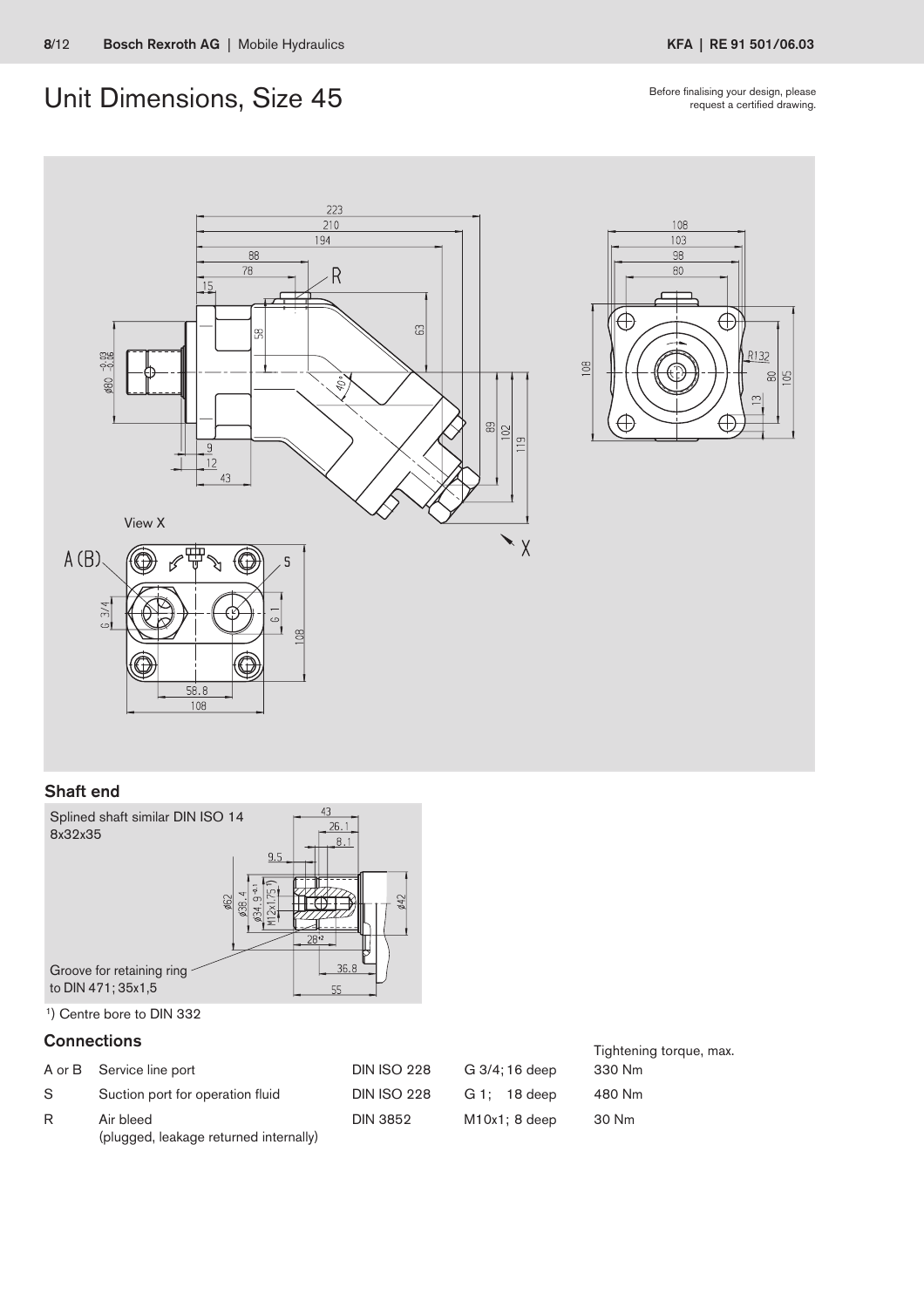# Unit Dimensions, Size 45

Before finalising your design, please request a certified drawing.

View X

## Shaft end

Splined shaft similar DIN ISO 14 8x32x35

Groove for retaining ring to DIN 471; 35x1,5

[1]) Centre bore to DIN 332

## Connections

| | | | | Tightening torque, max. |
|---|---|---|---|---|
| A or B | Service line port | DIN ISO 228 | G 3/4; 16 deep | 330 Nm |
| S | Suction port for operation fluid | DIN ISO 228 | G 1; 18 deep | 480 Nm |
| R | Air bleed (plugged, leakage returned internally) | DIN 3852 | M10x1; 8 deep | 30 Nm |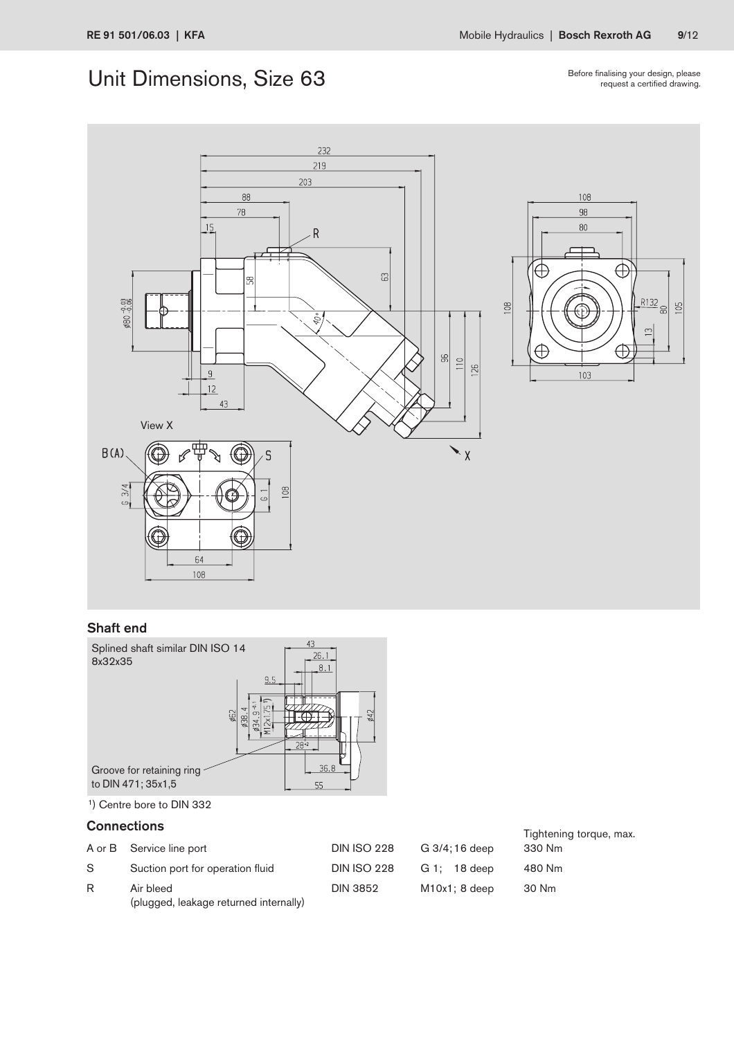# Unit Dimensions, Size 63

Before finalising your design, please request a certified drawing.

## Shaft end

Splined shaft similar DIN ISO 14 8x32x35

Groove for retaining ring to DIN 471; 35x1,5

1) Centre bore to DIN 332

## Connections

| | | | | Tightening torque, max. |
|---|---|---|---|---|
| A or B | Service line port | DIN ISO 228 | G 3/4; 16 deep | 330 Nm |
| S | Suction port for operation fluid | DIN ISO 228 | G 1; 18 deep | 480 Nm |
| R | Air bleed (plugged, leakage returned internally) | DIN 3852 | M10x1; 8 deep | 30 Nm |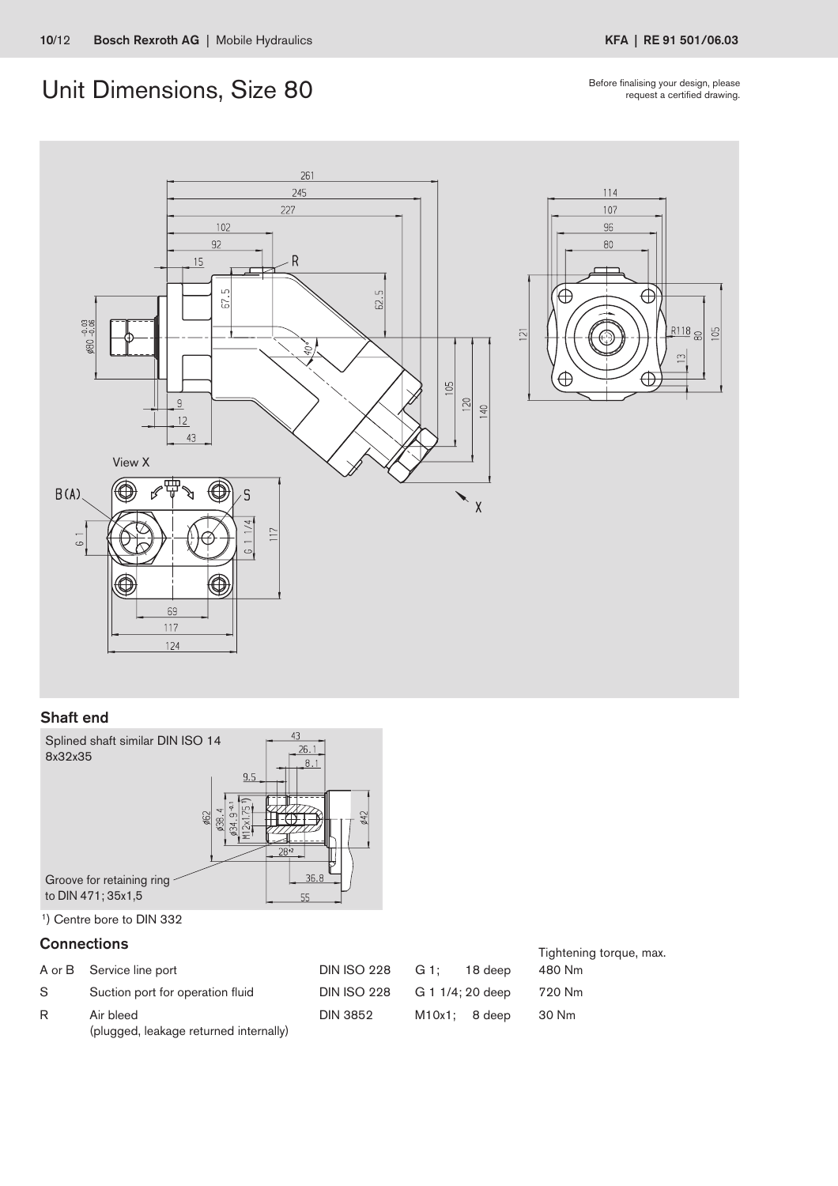# Unit Dimensions, Size 80

Before finalising your design, please request a certified drawing.

## Shaft end

Splined shaft similar DIN ISO 14 8x32x35

Groove for retaining ring to DIN 471; 35x1,5

[1]) Centre bore to DIN 332

## Connections

| | | | | Tightening torque, max. |
|---|---|---|---|---|
| A or B | Service line port | DIN ISO 228 | G 1; 18 deep | 480 Nm |
| S | Suction port for operation fluid | DIN ISO 228 | G 1 1/4; 20 deep | 720 Nm |
| R | Air bleed (plugged, leakage returned internally) | DIN 3852 | M10x1; 8 deep | 30 Nm |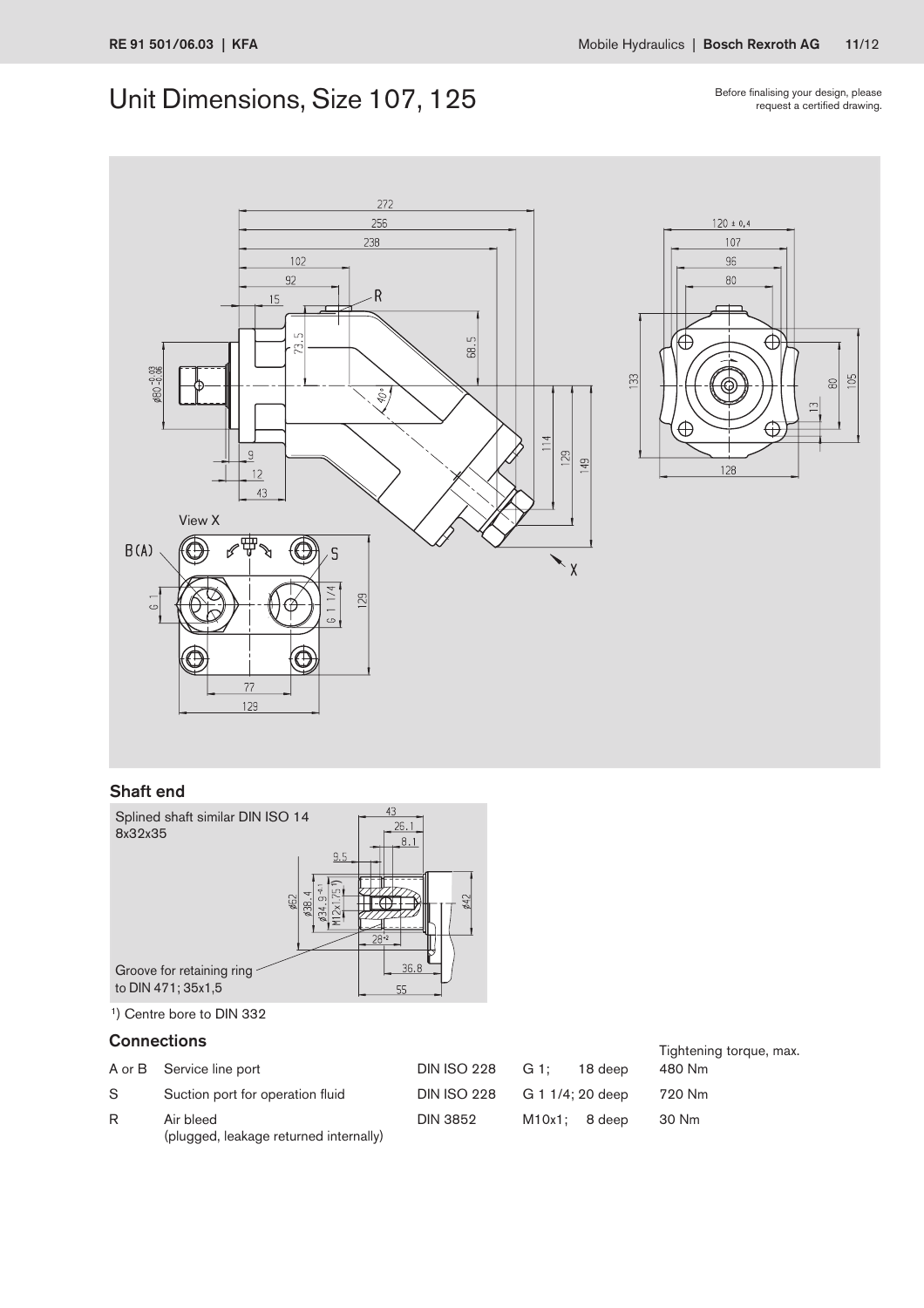# Unit Dimensions, Size 107, 125

Before finalising your design, please request a certified drawing.

## Shaft end

Splined shaft similar DIN ISO 14 8x32x35

Groove for retaining ring to DIN 471; 35x1,5

[1]) Centre bore to DIN 332

## Connections

| | | | | Tightening torque, max. |
|---|---|---|---|---|
| A or B | Service line port | DIN ISO 228 | G 1; 18 deep | 480 Nm |
| S | Suction port for operation fluid | DIN ISO 228 | G 1 1/4; 20 deep | 720 Nm |
| R | Air bleed (plugged, leakage returned internally) | DIN 3852 | M10x1; 8 deep | 30 Nm |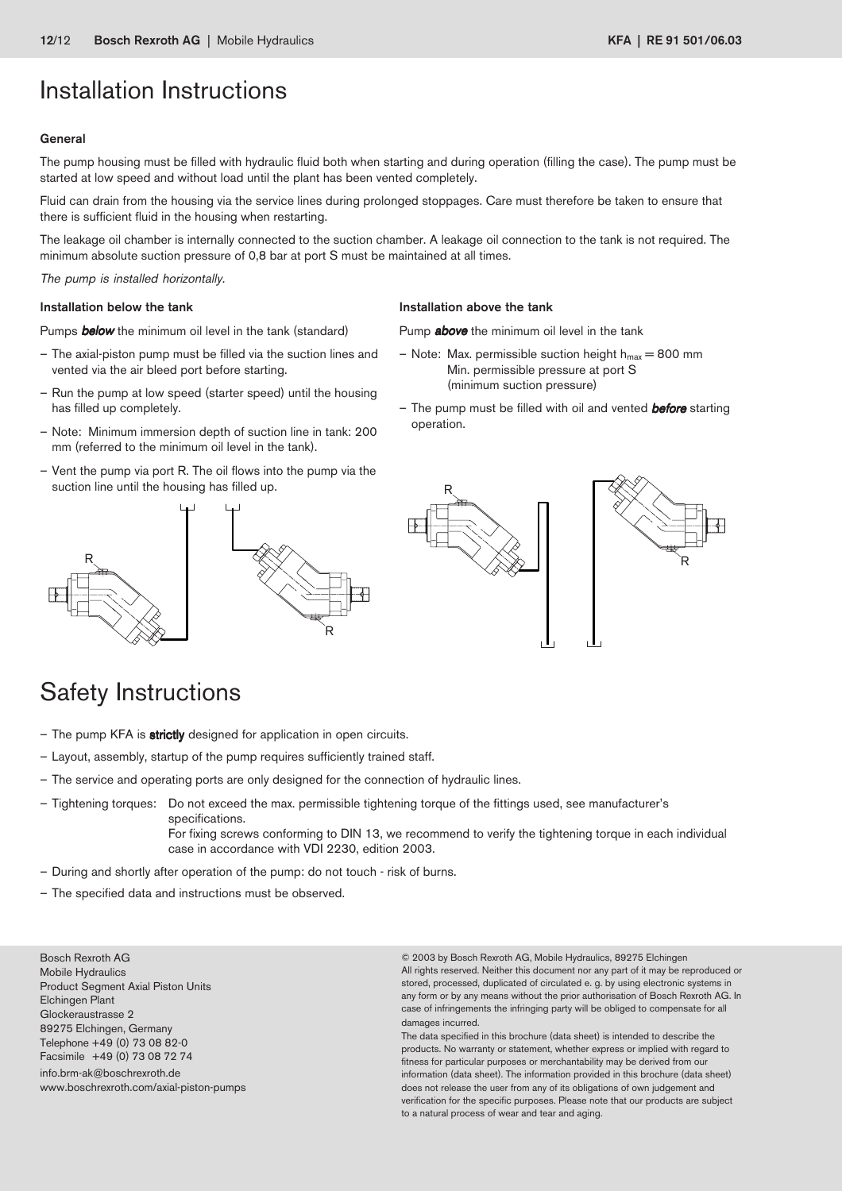# Installation Instructions

### General

The pump housing must be filled with hydraulic fluid both when starting and during operation (filling the case). The pump must be started at low speed and without load until the plant has been vented completely.

Fluid can drain from the housing via the service lines during prolonged stoppages. Care must therefore be taken to ensure that there is sufficient fluid in the housing when restarting.

The leakage oil chamber is internally connected to the suction chamber. A leakage oil connection to the tank is not required. The minimum absolute suction pressure of 0,8 bar at port S must be maintained at all times.

*The pump is installed horizontally.*

### Installation below the tank

Pumps ***below*** the minimum oil level in the tank (standard)

- The axial-piston pump must be filled via the suction lines and vented via the air bleed port before starting.
- Run the pump at low speed (starter speed) until the housing has filled up completely.
- Note: Minimum immersion depth of suction line in tank: 200 mm (referred to the minimum oil level in the tank).
- Vent the pump via port R. The oil flows into the pump via the suction line until the housing has filled up.

R

R

### Installation above the tank

Pump ***above*** the minimum oil level in the tank

- Note: Max. permissible suction height $h_{max}$ = 800 mm
  Min. permissible pressure at port S
  (minimum suction pressure)
- The pump must be filled with oil and vented ***before*** starting operation.

R

R

# Safety Instructions

- The pump KFA is **strictly** designed for application in open circuits.
- Layout, assembly, startup of the pump requires sufficiently trained staff.
- The service and operating ports are only designed for the connection of hydraulic lines.
- Tightening torques: Do not exceed the max. permissible tightening torque of the fittings used, see manufacturer's specifications.
  For fixing screws conforming to DIN 13, we recommend to verify the tightening torque in each individual case in accordance with VDI 2230, edition 2003.
- During and shortly after operation of the pump: do not touch - risk of burns.
- The specified data and instructions must be observed.

Bosch Rexroth AG
Mobile Hydraulics
Product Segment Axial Piston Units
Elchingen Plant
Glockeraustrasse 2
89275 Elchingen, Germany
Telephone +49 (0) 73 08 82-0
Facsimile +49 (0) 73 08 72 74
info.brm-ak@boschrexroth.de
www.boschrexroth.com/axial-piston-pumps

© 2003 by Bosch Rexroth AG, Mobile Hydraulics, 89275 Elchingen
All rights reserved. Neither this document nor any part of it may be reproduced or stored, processed, duplicated of circulated e. g. by using electronic systems in any form or by any means without the prior authorisation of Bosch Rexroth AG. In case of infringements the infringing party will be obliged to compensate for all damages incurred.
The data specified in this brochure (data sheet) is intended to describe the products. No warranty or statement, whether express or implied with regard to fitness for particular purposes or merchantability may be derived from our information (data sheet). The information provided in this brochure (data sheet) does not release the user from any of its obligations of own judgement and verification for the specific purposes. Please note that our products are subject to a natural process of wear and tear and aging.